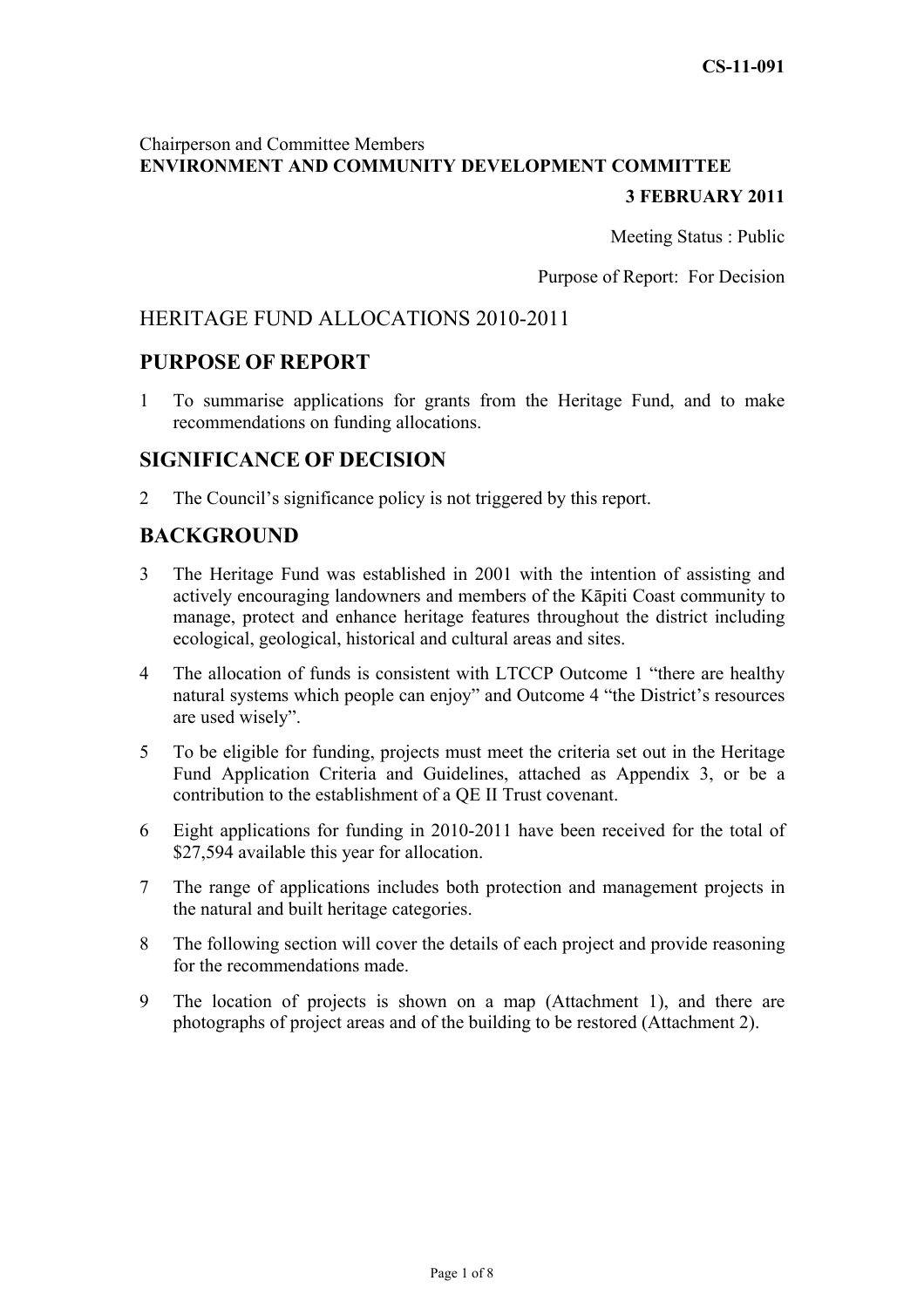CS-11-091

Chairperson and Committee Members
**ENVIRONMENT AND COMMUNITY DEVELOPMENT COMMITTEE**

**3 FEBRUARY 2011**

Meeting Status : Public

Purpose of Report: For Decision

# HERITAGE FUND ALLOCATIONS 2010-2011

## PURPOSE OF REPORT

1 To summarise applications for grants from the Heritage Fund, and to make recommendations on funding allocations.

## SIGNIFICANCE OF DECISION

2 The Council's significance policy is not triggered by this report.

## BACKGROUND

3 The Heritage Fund was established in 2001 with the intention of assisting and actively encouraging landowners and members of the Kāpiti Coast community to manage, protect and enhance heritage features throughout the district including ecological, geological, historical and cultural areas and sites.

4 The allocation of funds is consistent with LTCCP Outcome 1 "there are healthy natural systems which people can enjoy" and Outcome 4 "the District's resources are used wisely".

5 To be eligible for funding, projects must meet the criteria set out in the Heritage Fund Application Criteria and Guidelines, attached as Appendix 3, or be a contribution to the establishment of a QE II Trust covenant.

6 Eight applications for funding in 2010-2011 have been received for the total of $27,594 available this year for allocation.

7 The range of applications includes both protection and management projects in the natural and built heritage categories.

8 The following section will cover the details of each project and provide reasoning for the recommendations made.

9 The location of projects is shown on a map (Attachment 1), and there are photographs of project areas and of the building to be restored (Attachment 2).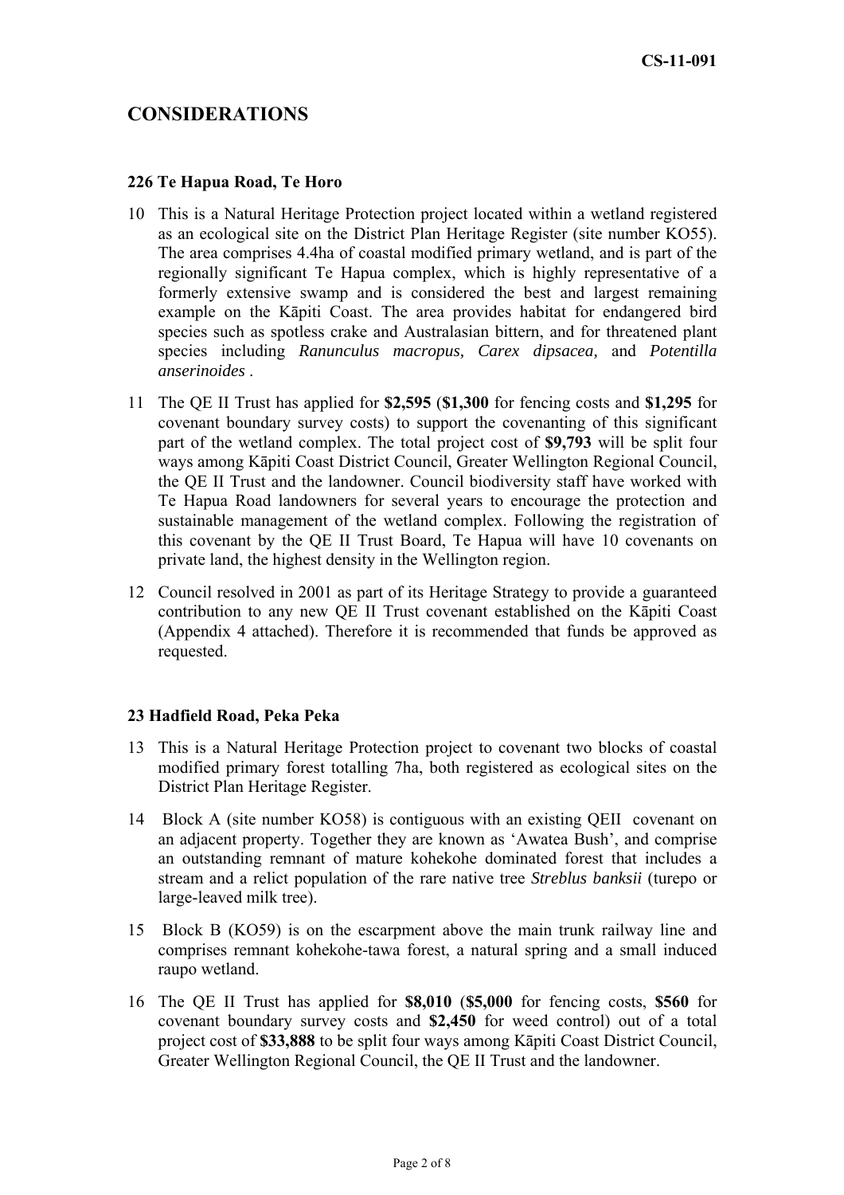## CONSIDERATIONS

### 226 Te Hapua Road, Te Horo

10 This is a Natural Heritage Protection project located within a wetland registered as an ecological site on the District Plan Heritage Register (site number KO55). The area comprises 4.4ha of coastal modified primary wetland, and is part of the regionally significant Te Hapua complex, which is highly representative of a formerly extensive swamp and is considered the best and largest remaining example on the Kāpiti Coast. The area provides habitat for endangered bird species such as spotless crake and Australasian bittern, and for threatened plant species including *Ranunculus macropus, Carex dipsacea,* and *Potentilla anserinoides* .

11 The QE II Trust has applied for **$2,595** (**$1,300** for fencing costs and **$1,295** for covenant boundary survey costs) to support the covenanting of this significant part of the wetland complex. The total project cost of **$9,793** will be split four ways among Kāpiti Coast District Council, Greater Wellington Regional Council, the QE II Trust and the landowner. Council biodiversity staff have worked with Te Hapua Road landowners for several years to encourage the protection and sustainable management of the wetland complex. Following the registration of this covenant by the QE II Trust Board, Te Hapua will have 10 covenants on private land, the highest density in the Wellington region.

12 Council resolved in 2001 as part of its Heritage Strategy to provide a guaranteed contribution to any new QE II Trust covenant established on the Kāpiti Coast (Appendix 4 attached). Therefore it is recommended that funds be approved as requested.

### 23 Hadfield Road, Peka Peka

13 This is a Natural Heritage Protection project to covenant two blocks of coastal modified primary forest totalling 7ha, both registered as ecological sites on the District Plan Heritage Register.

14 Block A (site number KO58) is contiguous with an existing QEII covenant on an adjacent property. Together they are known as 'Awatea Bush', and comprise an outstanding remnant of mature kohekohe dominated forest that includes a stream and a relict population of the rare native tree *Streblus banksii* (turepo or large-leaved milk tree).

15 Block B (KO59) is on the escarpment above the main trunk railway line and comprises remnant kohekohe-tawa forest, a natural spring and a small induced raupo wetland.

16 The QE II Trust has applied for **$8,010** (**$5,000** for fencing costs, **$560** for covenant boundary survey costs and **$2,450** for weed control) out of a total project cost of **$33,888** to be split four ways among Kāpiti Coast District Council, Greater Wellington Regional Council, the QE II Trust and the landowner.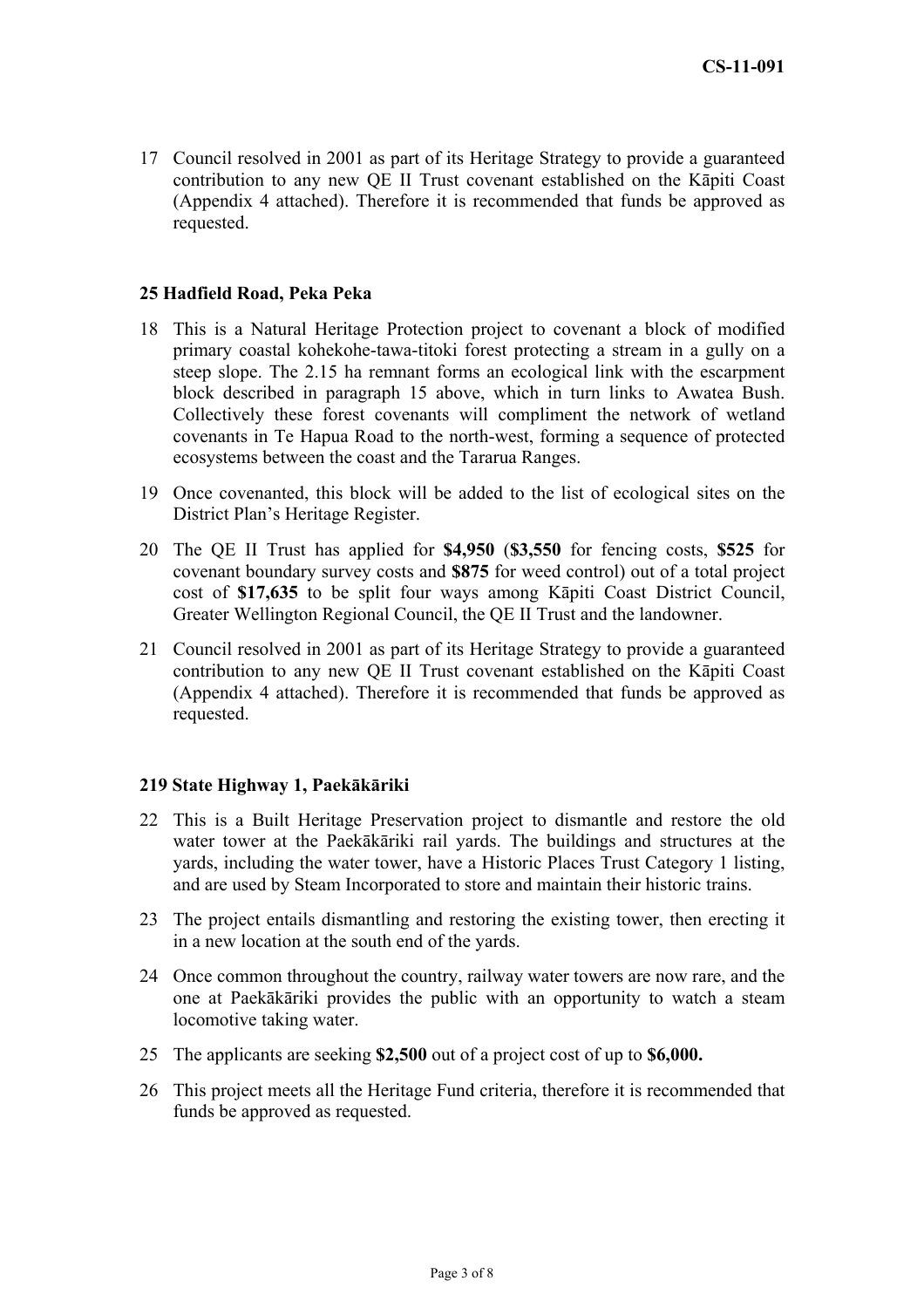17 Council resolved in 2001 as part of its Heritage Strategy to provide a guaranteed contribution to any new QE II Trust covenant established on the Kāpiti Coast (Appendix 4 attached). Therefore it is recommended that funds be approved as requested.

**25 Hadfield Road, Peka Peka**

18 This is a Natural Heritage Protection project to covenant a block of modified primary coastal kohekohe-tawa-titoki forest protecting a stream in a gully on a steep slope. The 2.15 ha remnant forms an ecological link with the escarpment block described in paragraph 15 above, which in turn links to Awatea Bush. Collectively these forest covenants will compliment the network of wetland covenants in Te Hapua Road to the north-west, forming a sequence of protected ecosystems between the coast and the Tararua Ranges.

19 Once covenanted, this block will be added to the list of ecological sites on the District Plan's Heritage Register.

20 The QE II Trust has applied for **$4,950** (**$3,550** for fencing costs, **$525** for covenant boundary survey costs and **$875** for weed control) out of a total project cost of **$17,635** to be split four ways among Kāpiti Coast District Council, Greater Wellington Regional Council, the QE II Trust and the landowner.

21 Council resolved in 2001 as part of its Heritage Strategy to provide a guaranteed contribution to any new QE II Trust covenant established on the Kāpiti Coast (Appendix 4 attached). Therefore it is recommended that funds be approved as requested.

**219 State Highway 1, Paekākāriki**

22 This is a Built Heritage Preservation project to dismantle and restore the old water tower at the Paekākāriki rail yards. The buildings and structures at the yards, including the water tower, have a Historic Places Trust Category 1 listing, and are used by Steam Incorporated to store and maintain their historic trains.

23 The project entails dismantling and restoring the existing tower, then erecting it in a new location at the south end of the yards.

24 Once common throughout the country, railway water towers are now rare, and the one at Paekākāriki provides the public with an opportunity to watch a steam locomotive taking water.

25 The applicants are seeking **$2,500** out of a project cost of up to **$6,000.**

26 This project meets all the Heritage Fund criteria, therefore it is recommended that funds be approved as requested.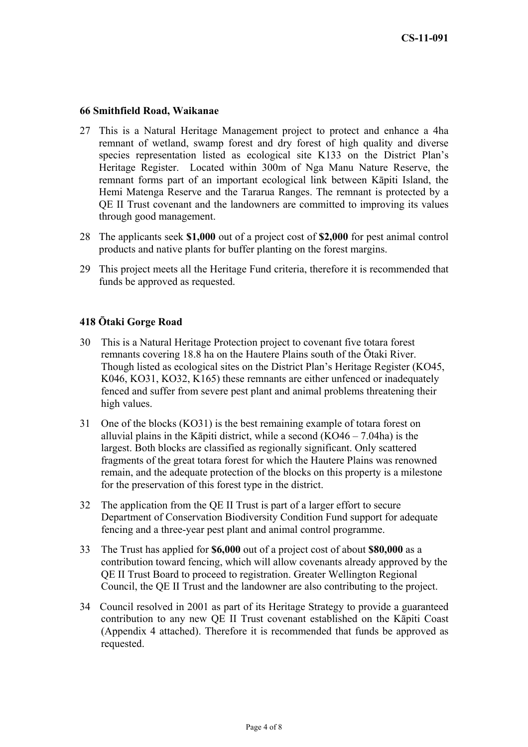**66 Smithfield Road, Waikanae**

27 This is a Natural Heritage Management project to protect and enhance a 4ha remnant of wetland, swamp forest and dry forest of high quality and diverse species representation listed as ecological site K133 on the District Plan's Heritage Register. Located within 300m of Nga Manu Nature Reserve, the remnant forms part of an important ecological link between Kāpiti Island, the Hemi Matenga Reserve and the Tararua Ranges. The remnant is protected by a QE II Trust covenant and the landowners are committed to improving its values through good management.

28 The applicants seek **$1,000** out of a project cost of **$2,000** for pest animal control products and native plants for buffer planting on the forest margins.

29 This project meets all the Heritage Fund criteria, therefore it is recommended that funds be approved as requested.

**418 Ōtaki Gorge Road**

30 This is a Natural Heritage Protection project to covenant five totara forest remnants covering 18.8 ha on the Hautere Plains south of the Ōtaki River. Though listed as ecological sites on the District Plan's Heritage Register (KO45, K046, KO31, KO32, K165) these remnants are either unfenced or inadequately fenced and suffer from severe pest plant and animal problems threatening their high values.

31 One of the blocks (KO31) is the best remaining example of totara forest on alluvial plains in the Kāpiti district, while a second (KO46 – 7.04ha) is the largest. Both blocks are classified as regionally significant. Only scattered fragments of the great totara forest for which the Hautere Plains was renowned remain, and the adequate protection of the blocks on this property is a milestone for the preservation of this forest type in the district.

32 The application from the QE II Trust is part of a larger effort to secure Department of Conservation Biodiversity Condition Fund support for adequate fencing and a three-year pest plant and animal control programme.

33 The Trust has applied for **$6,000** out of a project cost of about **$80,000** as a contribution toward fencing, which will allow covenants already approved by the QE II Trust Board to proceed to registration. Greater Wellington Regional Council, the QE II Trust and the landowner are also contributing to the project.

34 Council resolved in 2001 as part of its Heritage Strategy to provide a guaranteed contribution to any new QE II Trust covenant established on the Kāpiti Coast (Appendix 4 attached). Therefore it is recommended that funds be approved as requested.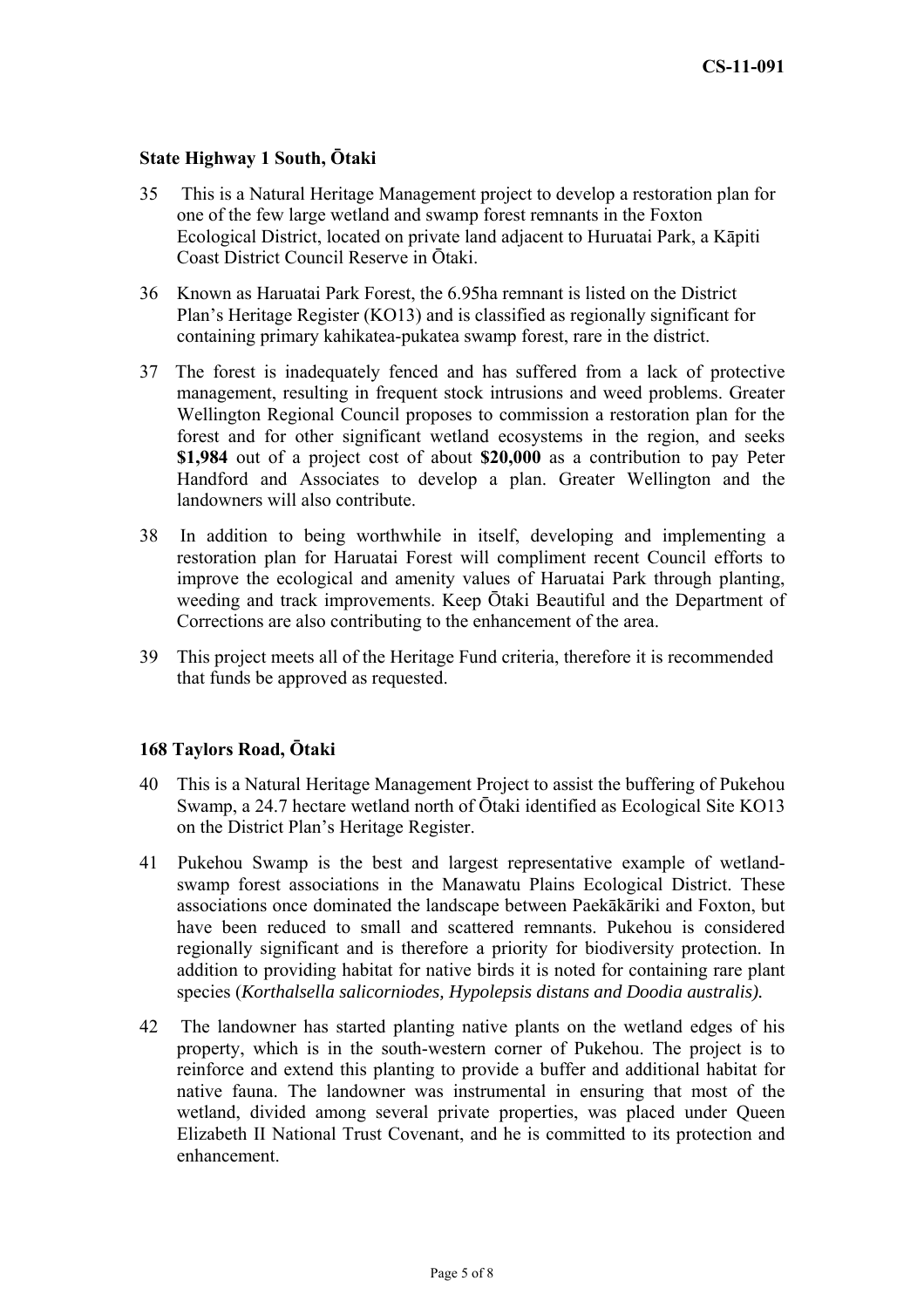### State Highway 1 South, Ōtaki

35 This is a Natural Heritage Management project to develop a restoration plan for one of the few large wetland and swamp forest remnants in the Foxton Ecological District, located on private land adjacent to Huruatai Park, a Kāpiti Coast District Council Reserve in Ōtaki.

36 Known as Haruatai Park Forest, the 6.95ha remnant is listed on the District Plan's Heritage Register (KO13) and is classified as regionally significant for containing primary kahikatea-pukatea swamp forest, rare in the district.

37 The forest is inadequately fenced and has suffered from a lack of protective management, resulting in frequent stock intrusions and weed problems. Greater Wellington Regional Council proposes to commission a restoration plan for the forest and for other significant wetland ecosystems in the region, and seeks **$1,984** out of a project cost of about **$20,000** as a contribution to pay Peter Handford and Associates to develop a plan. Greater Wellington and the landowners will also contribute.

38 In addition to being worthwhile in itself, developing and implementing a restoration plan for Haruatai Forest will compliment recent Council efforts to improve the ecological and amenity values of Haruatai Park through planting, weeding and track improvements. Keep Ōtaki Beautiful and the Department of Corrections are also contributing to the enhancement of the area.

39 This project meets all of the Heritage Fund criteria, therefore it is recommended that funds be approved as requested.

### 168 Taylors Road, Ōtaki

40 This is a Natural Heritage Management Project to assist the buffering of Pukehou Swamp, a 24.7 hectare wetland north of Ōtaki identified as Ecological Site KO13 on the District Plan's Heritage Register.

41 Pukehou Swamp is the best and largest representative example of wetland-swamp forest associations in the Manawatu Plains Ecological District. These associations once dominated the landscape between Paekākāriki and Foxton, but have been reduced to small and scattered remnants. Pukehou is considered regionally significant and is therefore a priority for biodiversity protection. In addition to providing habitat for native birds it is noted for containing rare plant species (***Korthalsella salicorniodes, Hypolepsis distans and Doodia australis).***

42 The landowner has started planting native plants on the wetland edges of his property, which is in the south-western corner of Pukehou. The project is to reinforce and extend this planting to provide a buffer and additional habitat for native fauna. The landowner was instrumental in ensuring that most of the wetland, divided among several private properties, was placed under Queen Elizabeth II National Trust Covenant, and he is committed to its protection and enhancement.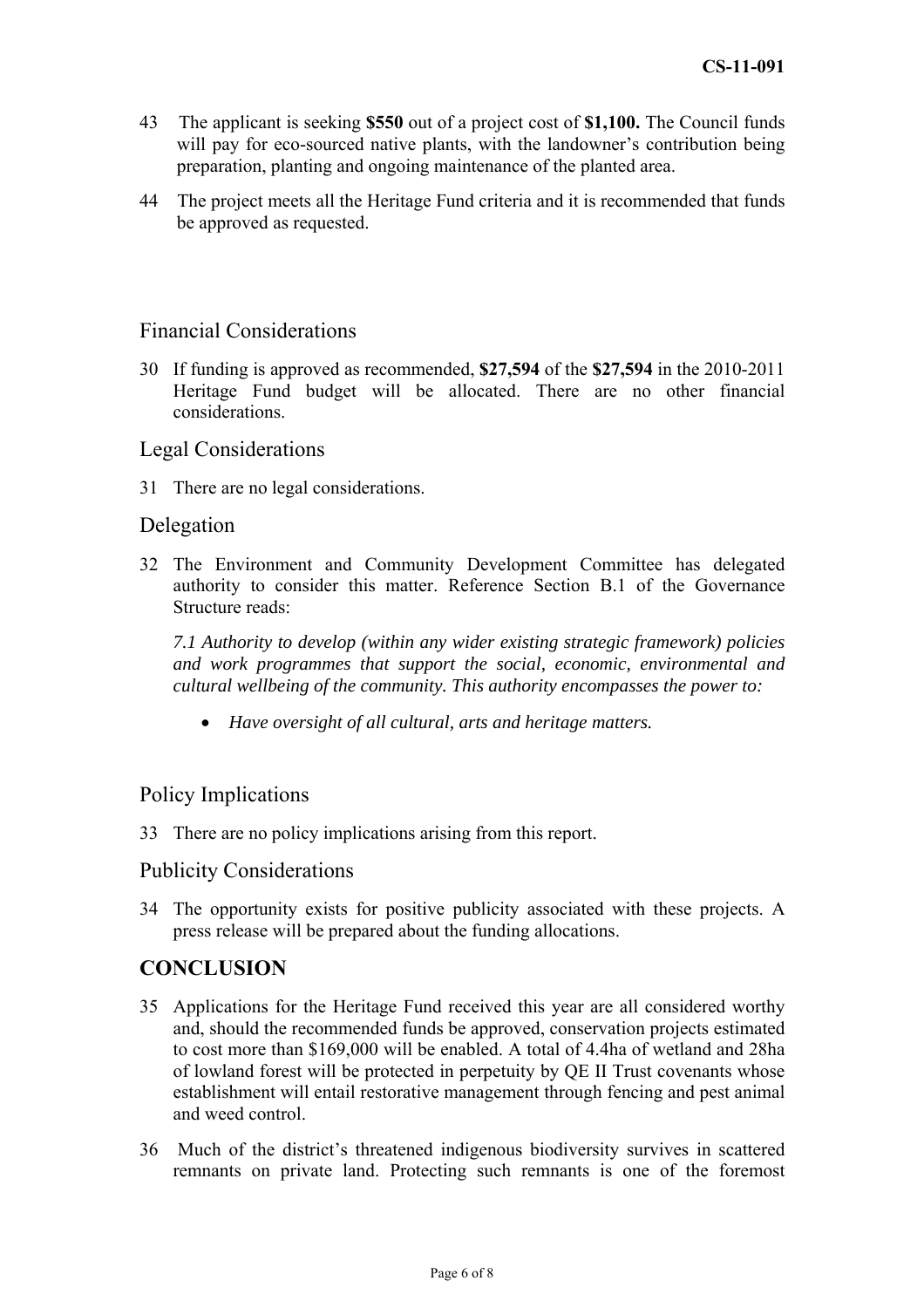43 The applicant is seeking **$550** out of a project cost of **$1,100.** The Council funds will pay for eco-sourced native plants, with the landowner's contribution being preparation, planting and ongoing maintenance of the planted area.

44 The project meets all the Heritage Fund criteria and it is recommended that funds be approved as requested.

## Financial Considerations

30 If funding is approved as recommended, **$27,594** of the **$27,594** in the 2010-2011 Heritage Fund budget will be allocated. There are no other financial considerations.

## Legal Considerations

31 There are no legal considerations.

## Delegation

32 The Environment and Community Development Committee has delegated authority to consider this matter. Reference Section B.1 of the Governance Structure reads:

*7.1 Authority to develop (within any wider existing strategic framework) policies and work programmes that support the social, economic, environmental and cultural wellbeing of the community. This authority encompasses the power to:*

- *Have oversight of all cultural, arts and heritage matters.*

## Policy Implications

33 There are no policy implications arising from this report.

## Publicity Considerations

34 The opportunity exists for positive publicity associated with these projects. A press release will be prepared about the funding allocations.

# CONCLUSION

35 Applications for the Heritage Fund received this year are all considered worthy and, should the recommended funds be approved, conservation projects estimated to cost more than $169,000 will be enabled. A total of 4.4ha of wetland and 28ha of lowland forest will be protected in perpetuity by QE II Trust covenants whose establishment will entail restorative management through fencing and pest animal and weed control.

36 Much of the district's threatened indigenous biodiversity survives in scattered remnants on private land. Protecting such remnants is one of the foremost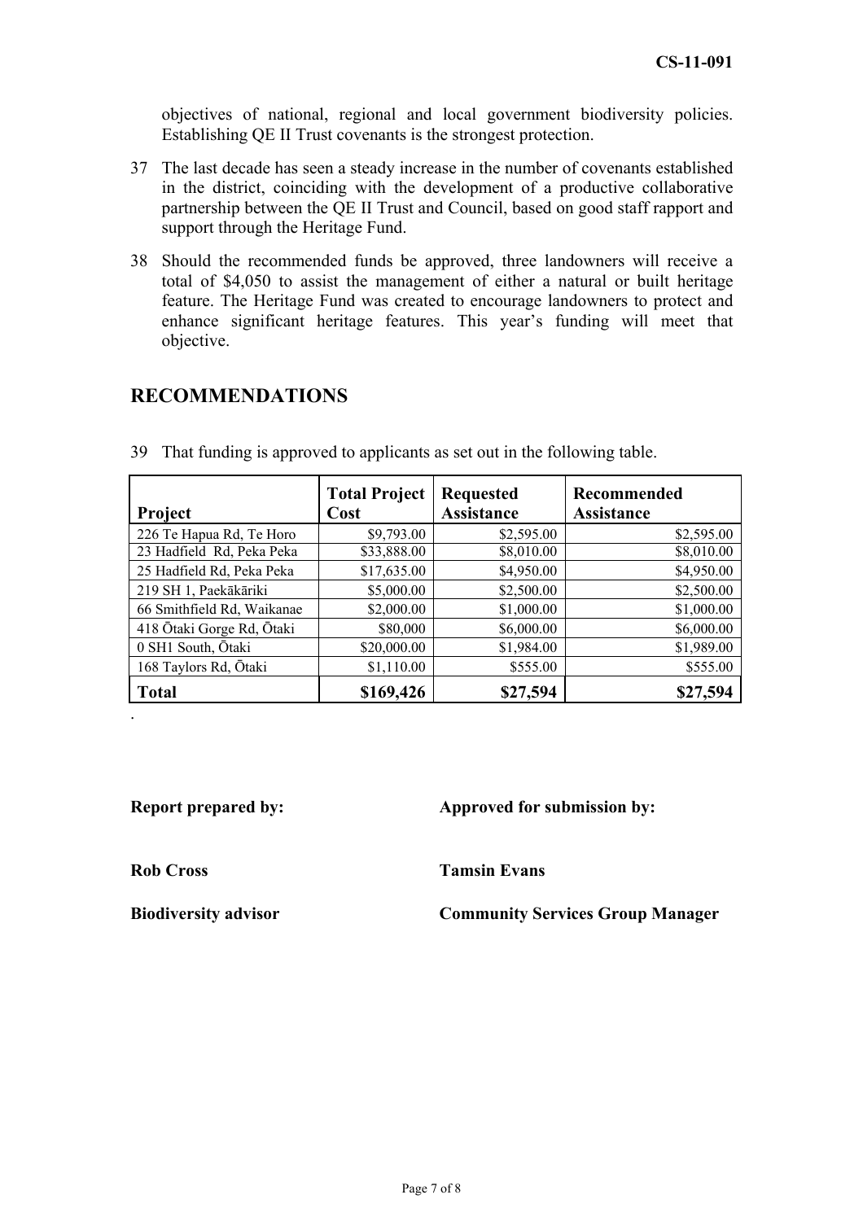objectives of national, regional and local government biodiversity policies. Establishing QE II Trust covenants is the strongest protection.

37 The last decade has seen a steady increase in the number of covenants established in the district, coinciding with the development of a productive collaborative partnership between the QE II Trust and Council, based on good staff rapport and support through the Heritage Fund.

38 Should the recommended funds be approved, three landowners will receive a total of $4,050 to assist the management of either a natural or built heritage feature. The Heritage Fund was created to encourage landowners to protect and enhance significant heritage features. This year's funding will meet that objective.

## RECOMMENDATIONS

39 That funding is approved to applicants as set out in the following table.

| Project | Total Project Cost | Requested Assistance | Recommended Assistance |
|---|---|---|---|
| 226 Te Hapua Rd, Te Horo | $9,793.00 | $2,595.00 | $2,595.00 |
| 23 Hadfield Rd, Peka Peka | $33,888.00 | $8,010.00 | $8,010.00 |
| 25 Hadfield Rd, Peka Peka | $17,635.00 | $4,950.00 | $4,950.00 |
| 219 SH 1, Paekākāriki | $5,000.00 | $2,500.00 | $2,500.00 |
| 66 Smithfield Rd, Waikanae | $2,000.00 | $1,000.00 | $1,000.00 |
| 418 Ōtaki Gorge Rd, Ōtaki | $80,000 | $6,000.00 | $6,000.00 |
| 0 SH1 South, Ōtaki | $20,000.00 | $1,984.00 | $1,989.00 |
| 168 Taylors Rd, Ōtaki | $1,110.00 | $555.00 | $555.00 |
| **Total** | **$169,426** | **$27,594** | **$27,594** |

.

**Report prepared by:**

**Rob Cross**

**Biodiversity advisor**

**Approved for submission by:**

**Tamsin Evans**

**Community Services Group Manager**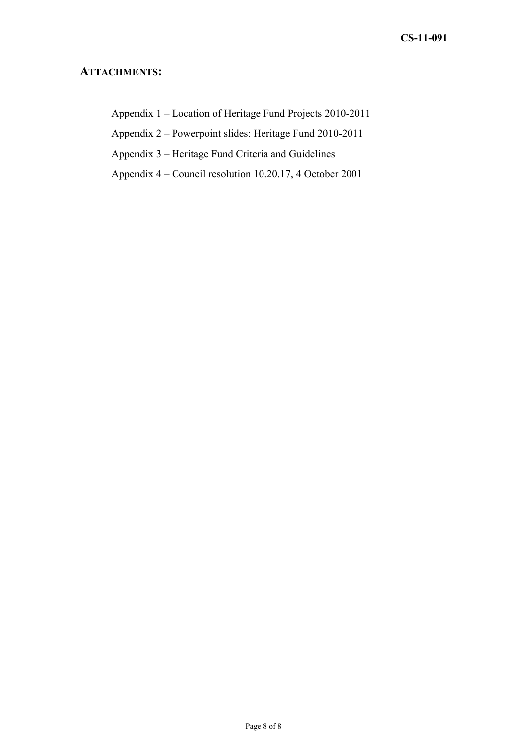## ATTACHMENTS:

Appendix 1 – Location of Heritage Fund Projects 2010-2011

Appendix 2 – Powerpoint slides: Heritage Fund 2010-2011

Appendix 3 – Heritage Fund Criteria and Guidelines

Appendix 4 – Council resolution 10.20.17, 4 October 2001